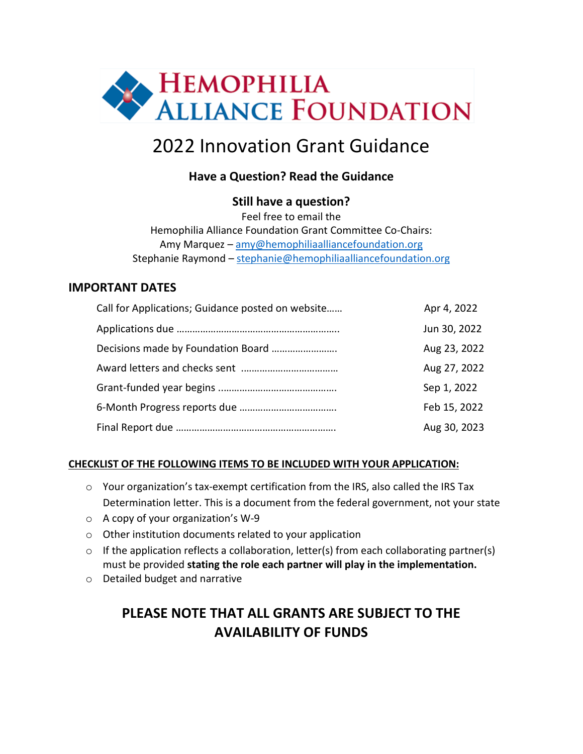# Hemophilia Alliance Foundation

# 2022 Innovation Grant Guidance

### Have a Question? Read the Guidance

### Still have a question?

Feel free to email the
Hemophilia Alliance Foundation Grant Committee Co-Chairs:
Amy Marquez – amy@hemophiliaalliancefoundation.org
Stephanie Raymond – stephanie@hemophiliaalliancefoundation.org

## IMPORTANT DATES

| | |
|---|---|
| Call for Applications; Guidance posted on website...... | Apr 4, 2022 |
| Applications due .............................................................. | Jun 30, 2022 |
| Decisions made by Foundation Board ......................... | Aug 23, 2022 |
| Award letters and checks sent ..................................... | Aug 27, 2022 |
| Grant-funded year begins ............................................. | Sep 1, 2022 |
| 6-Month Progress reports due ..................................... | Feb 15, 2022 |
| Final Report due ............................................................ | Aug 30, 2023 |

**CHECKLIST OF THE FOLLOWING ITEMS TO BE INCLUDED WITH YOUR APPLICATION:**

- Your organization's tax-exempt certification from the IRS, also called the IRS Tax Determination letter. This is a document from the federal government, not your state
- A copy of your organization's W-9
- Other institution documents related to your application
- If the application reflects a collaboration, letter(s) from each collaborating partner(s) must be provided **stating the role each partner will play in the implementation.**
- Detailed budget and narrative

## PLEASE NOTE THAT ALL GRANTS ARE SUBJECT TO THE AVAILABILITY OF FUNDS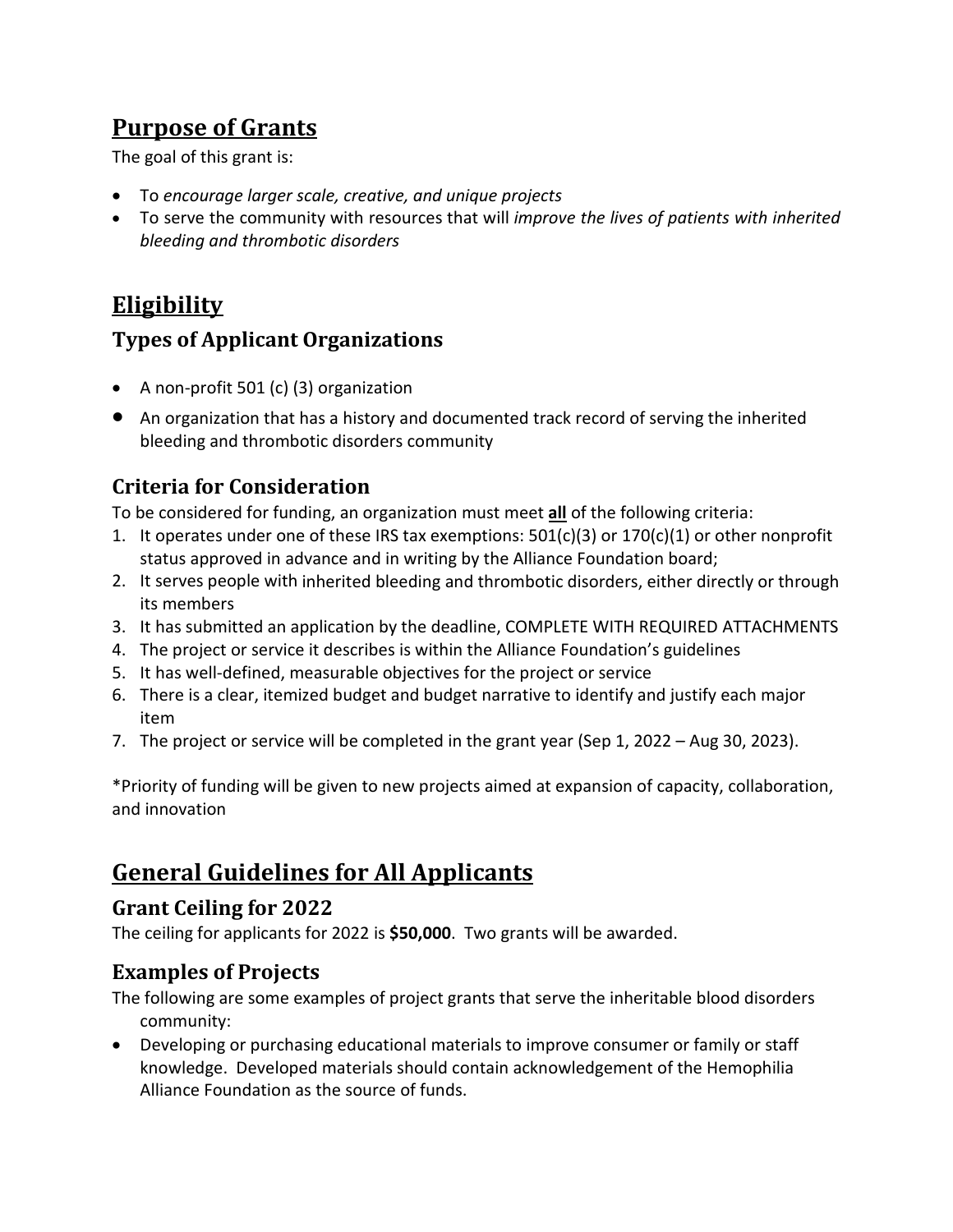## Purpose of Grants

The goal of this grant is:

- To *encourage larger scale, creative, and unique projects*
- To serve the community with resources that will *improve the lives of patients with inherited bleeding and thrombotic disorders*

## Eligibility

### Types of Applicant Organizations

- A non-profit 501 (c) (3) organization
- An organization that has a history and documented track record of serving the inherited bleeding and thrombotic disorders community

### Criteria for Consideration

To be considered for funding, an organization must meet **all** of the following criteria:

1. It operates under one of these IRS tax exemptions: 501(c)(3) or 170(c)(1) or other nonprofit status approved in advance and in writing by the Alliance Foundation board;
2. It serves people with inherited bleeding and thrombotic disorders, either directly or through its members
3. It has submitted an application by the deadline, COMPLETE WITH REQUIRED ATTACHMENTS
4. The project or service it describes is within the Alliance Foundation's guidelines
5. It has well-defined, measurable objectives for the project or service
6. There is a clear, itemized budget and budget narrative to identify and justify each major item
7. The project or service will be completed in the grant year (Sep 1, 2022 – Aug 30, 2023).

*Priority of funding will be given to new projects aimed at expansion of capacity, collaboration, and innovation

## General Guidelines for All Applicants

### Grant Ceiling for 2022

The ceiling for applicants for 2022 is **$50,000**. Two grants will be awarded.

### Examples of Projects

The following are some examples of project grants that serve the inheritable blood disorders community:

- Developing or purchasing educational materials to improve consumer or family or staff knowledge. Developed materials should contain acknowledgement of the Hemophilia Alliance Foundation as the source of funds.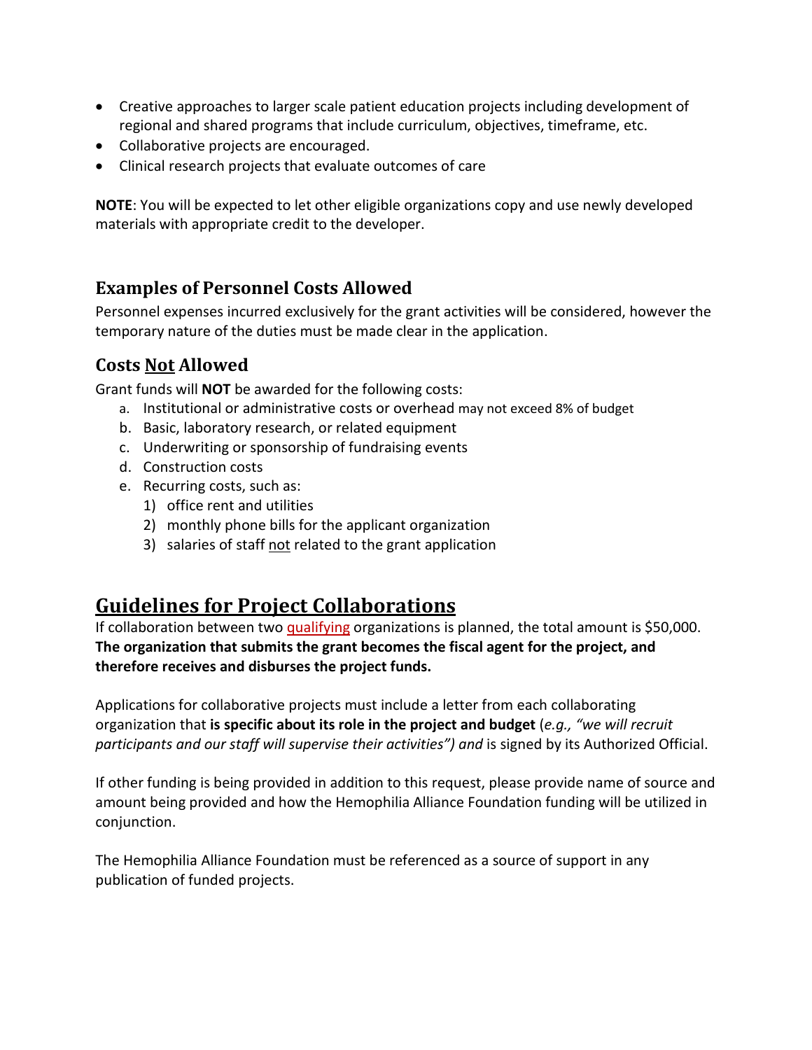- Creative approaches to larger scale patient education projects including development of regional and shared programs that include curriculum, objectives, timeframe, etc.
- Collaborative projects are encouraged.
- Clinical research projects that evaluate outcomes of care

**NOTE**: You will be expected to let other eligible organizations copy and use newly developed materials with appropriate credit to the developer.

## Examples of Personnel Costs Allowed

Personnel expenses incurred exclusively for the grant activities will be considered, however the temporary nature of the duties must be made clear in the application.

## Costs Not Allowed

Grant funds will **NOT** be awarded for the following costs:

a. Institutional or administrative costs or overhead may not exceed 8% of budget
b. Basic, laboratory research, or related equipment
c. Underwriting or sponsorship of fundraising events
d. Construction costs
e. Recurring costs, such as:
   1) office rent and utilities
   2) monthly phone bills for the applicant organization
   3) salaries of staff not related to the grant application

# Guidelines for Project Collaborations

If collaboration between two qualifying organizations is planned, the total amount is $50,000. **The organization that submits the grant becomes the fiscal agent for the project, and therefore receives and disburses the project funds.**

Applications for collaborative projects must include a letter from each collaborating organization that **is specific about its role in the project and budget** (*e.g., "we will recruit participants and our staff will supervise their activities") and* is signed by its Authorized Official.

If other funding is being provided in addition to this request, please provide name of source and amount being provided and how the Hemophilia Alliance Foundation funding will be utilized in conjunction.

The Hemophilia Alliance Foundation must be referenced as a source of support in any publication of funded projects.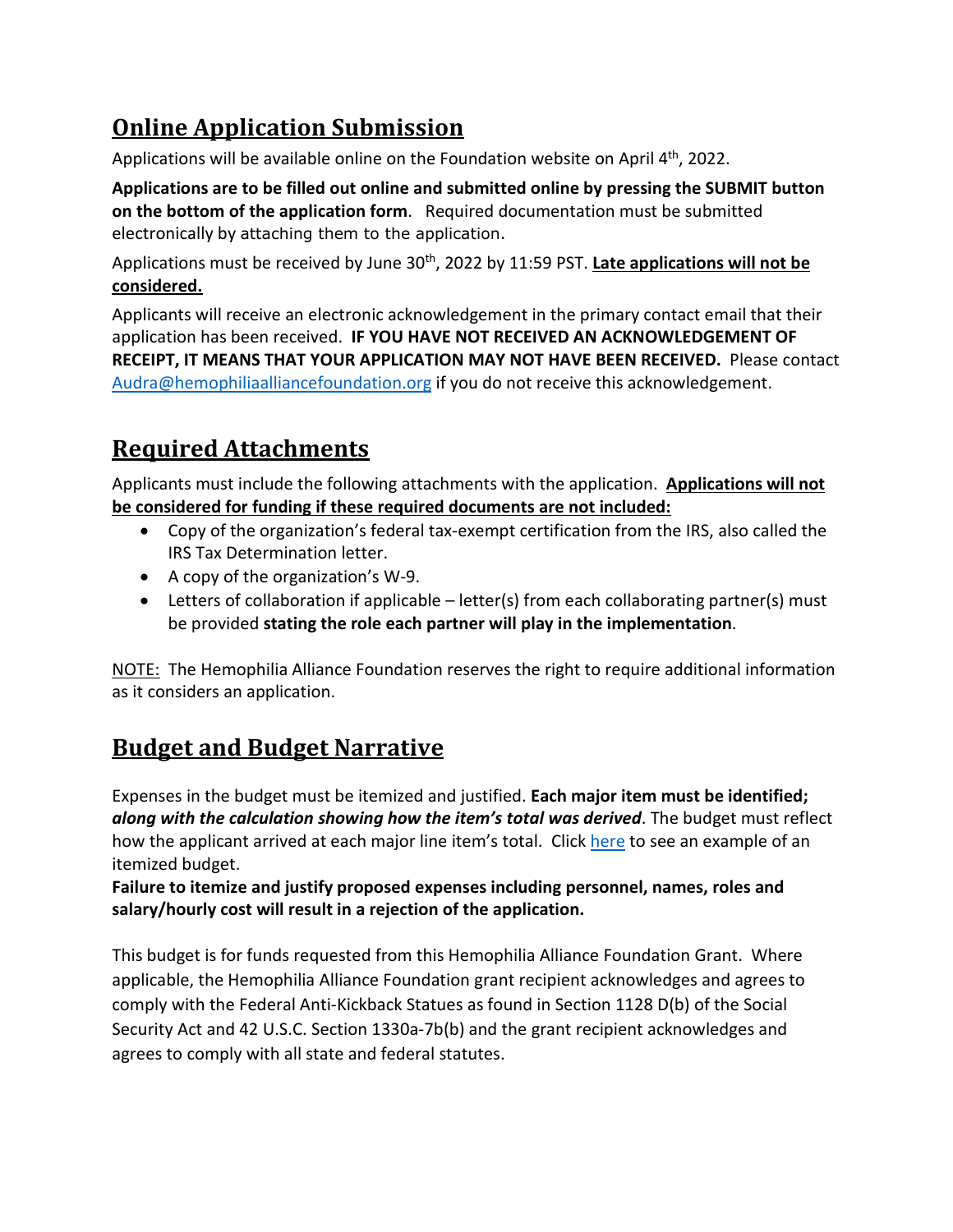## Online Application Submission

Applications will be available online on the Foundation website on April 4th, 2022.

**Applications are to be filled out online and submitted online by pressing the SUBMIT button on the bottom of the application form**. Required documentation must be submitted electronically by attaching them to the application.

Applications must be received by June 30th, 2022 by 11:59 PST. **Late applications will not be considered.**

Applicants will receive an electronic acknowledgement in the primary contact email that their application has been received. **IF YOU HAVE NOT RECEIVED AN ACKNOWLEDGEMENT OF RECEIPT, IT MEANS THAT YOUR APPLICATION MAY NOT HAVE BEEN RECEIVED.** Please contact Audra@hemophiliaalliancefoundation.org if you do not receive this acknowledgement.

## Required Attachments

Applicants must include the following attachments with the application. **Applications will not be considered for funding if these required documents are not included:**

- Copy of the organization's federal tax-exempt certification from the IRS, also called the IRS Tax Determination letter.
- A copy of the organization's W-9.
- Letters of collaboration if applicable – letter(s) from each collaborating partner(s) must be provided **stating the role each partner will play in the implementation**.

NOTE: The Hemophilia Alliance Foundation reserves the right to require additional information as it considers an application.

## Budget and Budget Narrative

Expenses in the budget must be itemized and justified. **Each major item must be identified; *along with the calculation showing how the item's total was derived*.** The budget must reflect how the applicant arrived at each major line item's total. Click here to see an example of an itemized budget.

**Failure to itemize and justify proposed expenses including personnel, names, roles and salary/hourly cost will result in a rejection of the application.**

This budget is for funds requested from this Hemophilia Alliance Foundation Grant. Where applicable, the Hemophilia Alliance Foundation grant recipient acknowledges and agrees to comply with the Federal Anti-Kickback Statues as found in Section 1128 D(b) of the Social Security Act and 42 U.S.C. Section 1330a-7b(b) and the grant recipient acknowledges and agrees to comply with all state and federal statutes.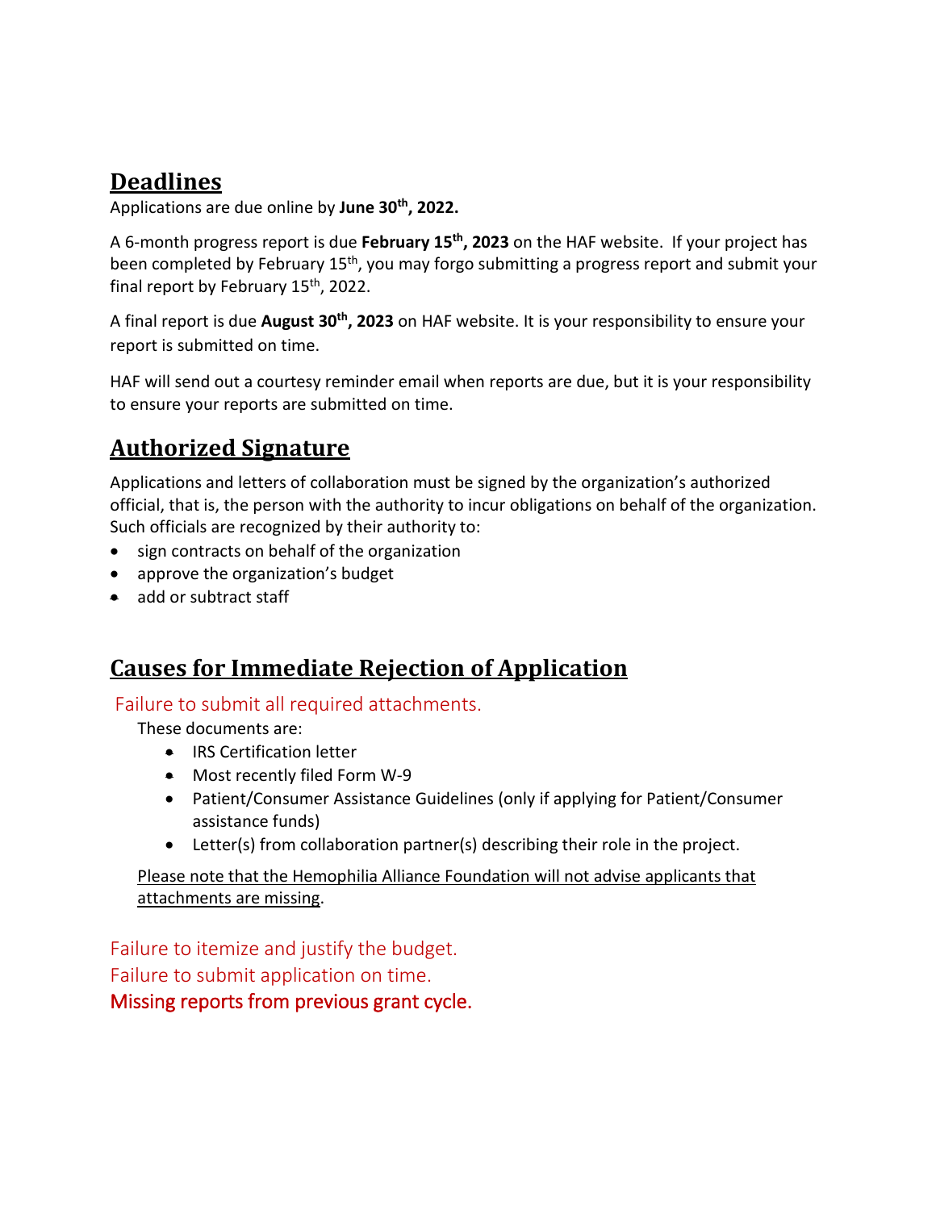## Deadlines

Applications are due online by **June 30th, 2022.**

A 6-month progress report is due **February 15th, 2023** on the HAF website. If your project has been completed by February 15th, you may forgo submitting a progress report and submit your final report by February 15th, 2022.

A final report is due **August 30th, 2023** on HAF website. It is your responsibility to ensure your report is submitted on time.

HAF will send out a courtesy reminder email when reports are due, but it is your responsibility to ensure your reports are submitted on time.

## Authorized Signature

Applications and letters of collaboration must be signed by the organization's authorized official, that is, the person with the authority to incur obligations on behalf of the organization. Such officials are recognized by their authority to:

- sign contracts on behalf of the organization
- approve the organization's budget
- add or subtract staff

## Causes for Immediate Rejection of Application

Failure to submit all required attachments.

These documents are:

- IRS Certification letter
- Most recently filed Form W-9
- Patient/Consumer Assistance Guidelines (only if applying for Patient/Consumer assistance funds)
- Letter(s) from collaboration partner(s) describing their role in the project.

Please note that the Hemophilia Alliance Foundation will not advise applicants that attachments are missing.

Failure to itemize and justify the budget.

Failure to submit application on time.

Missing reports from previous grant cycle.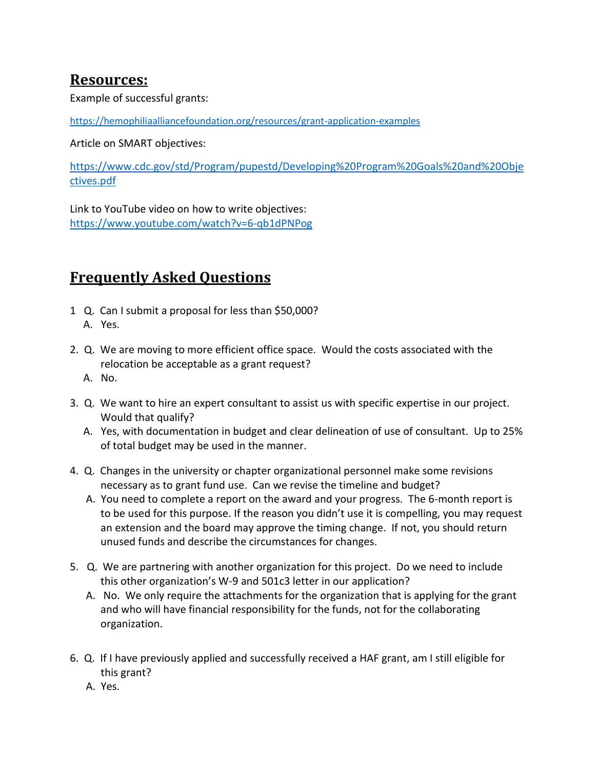## Resources:

Example of successful grants:

https://hemophiliaalliancefoundation.org/resources/grant-application-examples

Article on SMART objectives:

https://www.cdc.gov/std/Program/pupestd/Developing%20Program%20Goals%20and%20Objectives.pdf

Link to YouTube video on how to write objectives:
https://www.youtube.com/watch?v=6-qb1dPNPog

## Frequently Asked Questions

1. Q. Can I submit a proposal for less than $50,000?
   A. Yes.

2. Q. We are moving to more efficient office space. Would the costs associated with the relocation be acceptable as a grant request?
   A. No.

3. Q. We want to hire an expert consultant to assist us with specific expertise in our project. Would that qualify?
   A. Yes, with documentation in budget and clear delineation of use of consultant. Up to 25% of total budget may be used in the manner.

4. Q. Changes in the university or chapter organizational personnel make some revisions necessary as to grant fund use. Can we revise the timeline and budget?
   A. You need to complete a report on the award and your progress. The 6-month report is to be used for this purpose. If the reason you didn't use it is compelling, you may request an extension and the board may approve the timing change. If not, you should return unused funds and describe the circumstances for changes.

5. Q. We are partnering with another organization for this project. Do we need to include this other organization's W-9 and 501c3 letter in our application?
   A. No. We only require the attachments for the organization that is applying for the grant and who will have financial responsibility for the funds, not for the collaborating organization.

6. Q. If I have previously applied and successfully received a HAF grant, am I still eligible for this grant?
   A. Yes.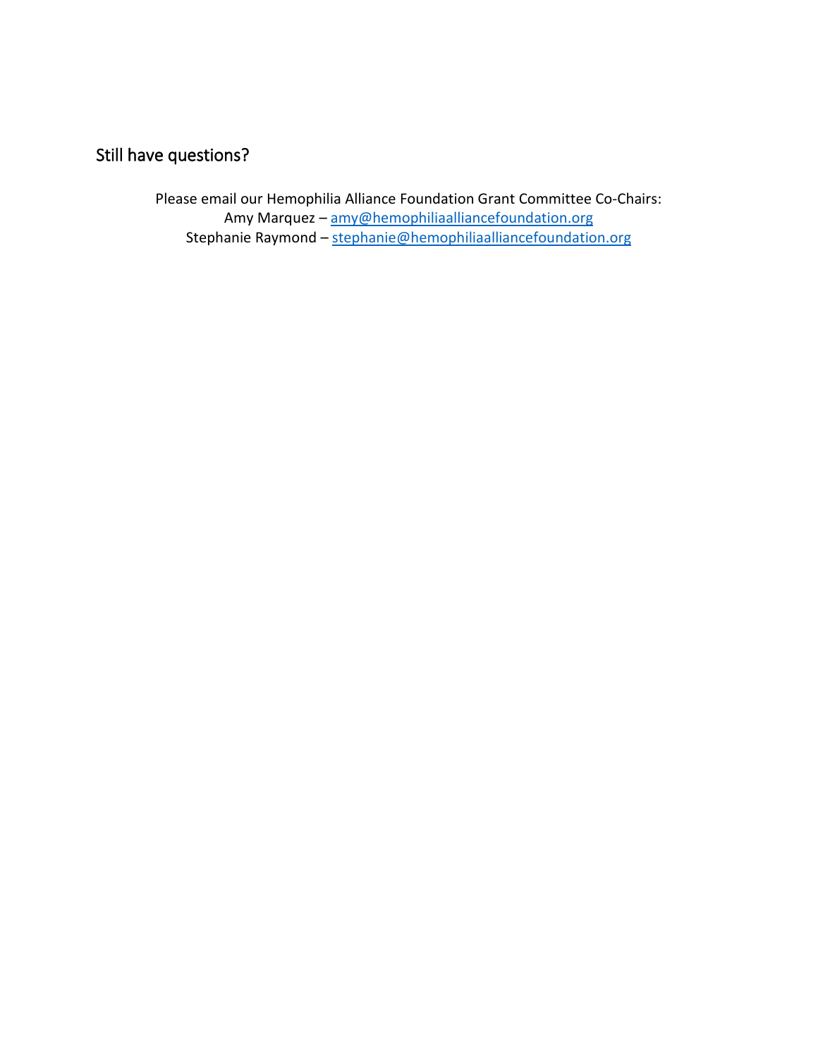## Still have questions?

Please email our Hemophilia Alliance Foundation Grant Committee Co-Chairs:
Amy Marquez – amy@hemophiliaalliancefoundation.org
Stephanie Raymond – stephanie@hemophiliaalliancefoundation.org